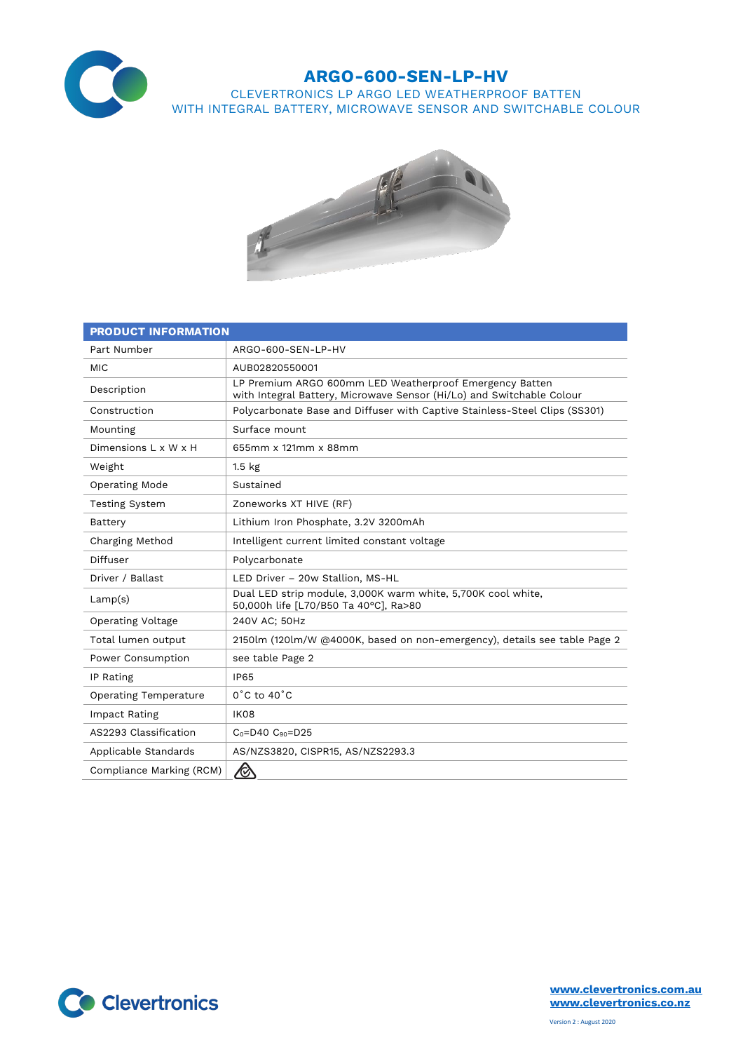# ARGO-600-SEN-LP-HV

CLEVERTRONICS LP ARGO LED WEATHERPROOF BATTEN
WITH INTEGRAL BATTERY, MICROWAVE SENSOR AND SWITCHABLE COLOUR

| PRODUCT INFORMATION | |
|---|---|
| Part Number | ARGO-600-SEN-LP-HV |
| MIC | AUB02820550001 |
| Description | LP Premium ARGO 600mm LED Weatherproof Emergency Batten with Integral Battery, Microwave Sensor (Hi/Lo) and Switchable Colour |
| Construction | Polycarbonate Base and Diffuser with Captive Stainless-Steel Clips (SS301) |
| Mounting | Surface mount |
| Dimensions L x W x H | 655mm x 121mm x 88mm |
| Weight | 1.5 kg |
| Operating Mode | Sustained |
| Testing System | Zoneworks XT HIVE (RF) |
| Battery | Lithium Iron Phosphate, 3.2V 3200mAh |
| Charging Method | Intelligent current limited constant voltage |
| Diffuser | Polycarbonate |
| Driver / Ballast | LED Driver – 20w Stallion, MS-HL |
| Lamp(s) | Dual LED strip module, 3,000K warm white, 5,700K cool white, 50,000h life [L70/B50 Ta 40°C], Ra>80 |
| Operating Voltage | 240V AC; 50Hz |
| Total lumen output | 2150lm (120lm/W @4000K, based on non-emergency), details see table Page 2 |
| Power Consumption | see table Page 2 |
| IP Rating | IP65 |
| Operating Temperature | 0˚C to 40˚C |
| Impact Rating | IK08 |
| AS2293 Classification | $C_0$=D40 $C_{90}$=D25 |
| Applicable Standards | AS/NZS3820, CISPR15, AS/NZS2293.3 |
| Compliance Marking (RCM) | |

www.clevertronics.com.au
www.clevertronics.co.nz

Version 2 : August 2020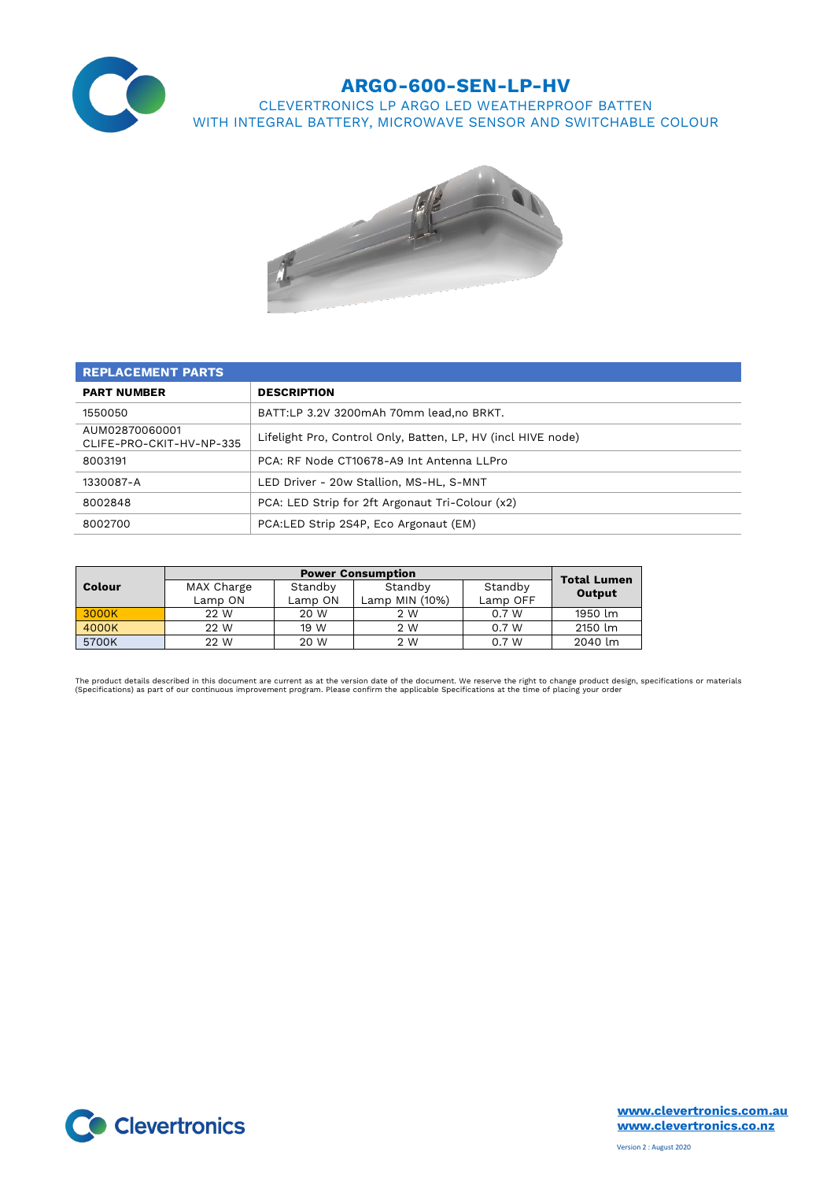# ARGO-600-SEN-LP-HV

CLEVERTRONICS LP ARGO LED WEATHERPROOF BATTEN
WITH INTEGRAL BATTERY, MICROWAVE SENSOR AND SWITCHABLE COLOUR

## REPLACEMENT PARTS

| PART NUMBER | DESCRIPTION |
|---|---|
| 1550050 | BATT:LP 3.2V 3200mAh 70mm lead,no BRKT. |
| AUM02870060001 CLIFE-PRO-CKIT-HV-NP-335 | Lifelight Pro, Control Only, Batten, LP, HV (incl HIVE node) |
| 8003191 | PCA: RF Node CT10678-A9 Int Antenna LLPro |
| 1330087-A | LED Driver - 20w Stallion, MS-HL, S-MNT |
| 8002848 | PCA: LED Strip for 2ft Argonaut Tri-Colour (x2) |
| 8002700 | PCA:LED Strip 2S4P, Eco Argonaut (EM) |

| Colour | Power Consumption | | | | Total Lumen Output |
|---|---|---|---|---|---|
| | MAX Charge Lamp ON | Standby Lamp ON | Standby Lamp MIN (10%) | Standby Lamp OFF | |
| 3000K | 22 W | 20 W | 2 W | 0.7 W | 1950 lm |
| 4000K | 22 W | 19 W | 2 W | 0.7 W | 2150 lm |
| 5700K | 22 W | 20 W | 2 W | 0.7 W | 2040 lm |

The product details described in this document are current as at the version date of the document. We reserve the right to change product design, specifications or materials (Specifications) as part of our continuous improvement program. Please confirm the applicable Specifications at the time of placing your order

Clevertronics

www.clevertronics.com.au
www.clevertronics.co.nz

Version 2 : August 2020